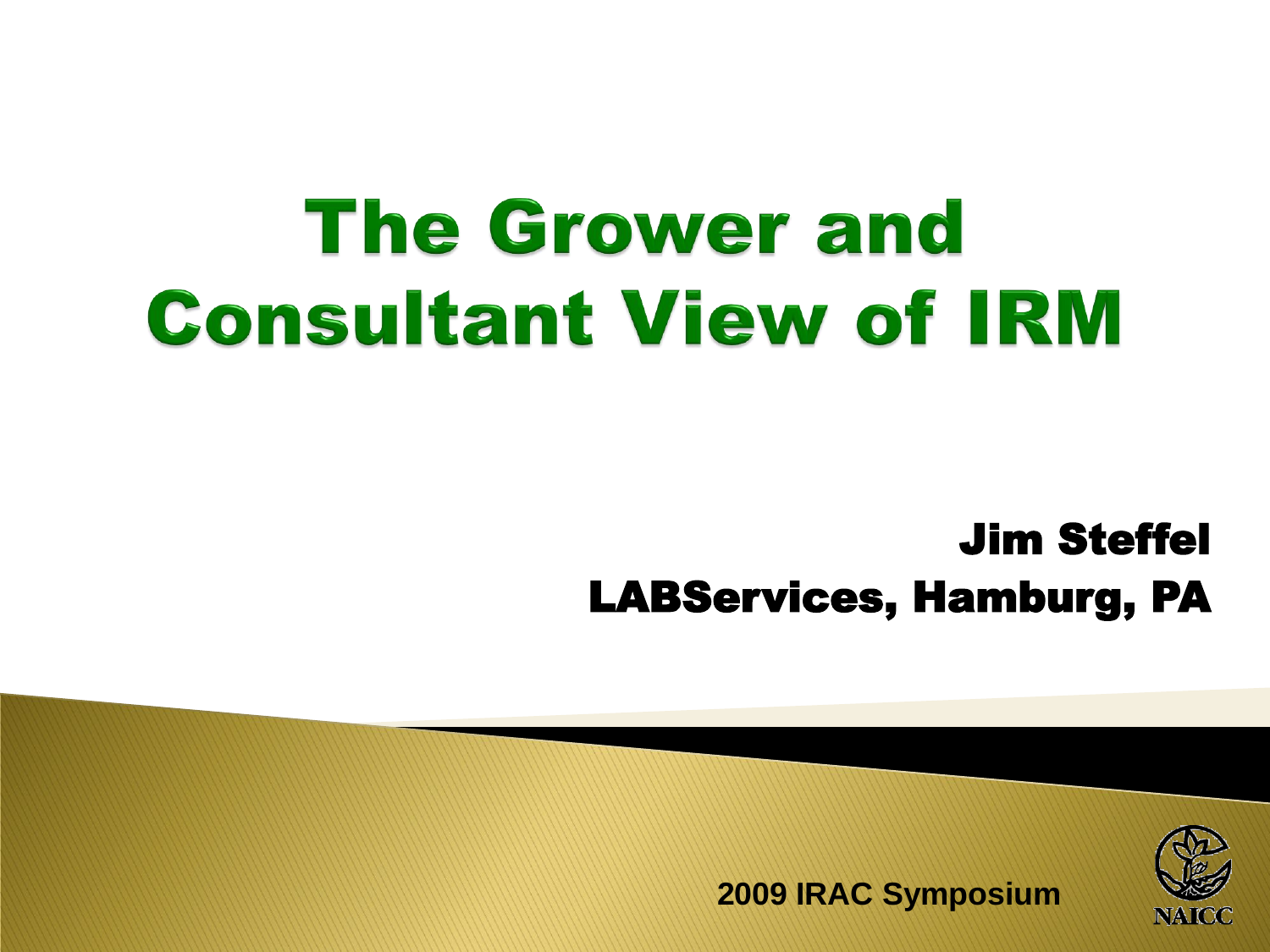# The Grower and Consultant View of IRM

**Jim Steffel**
**LABServices, Hamburg, PA**

**2009 IRAC Symposium**

NAICC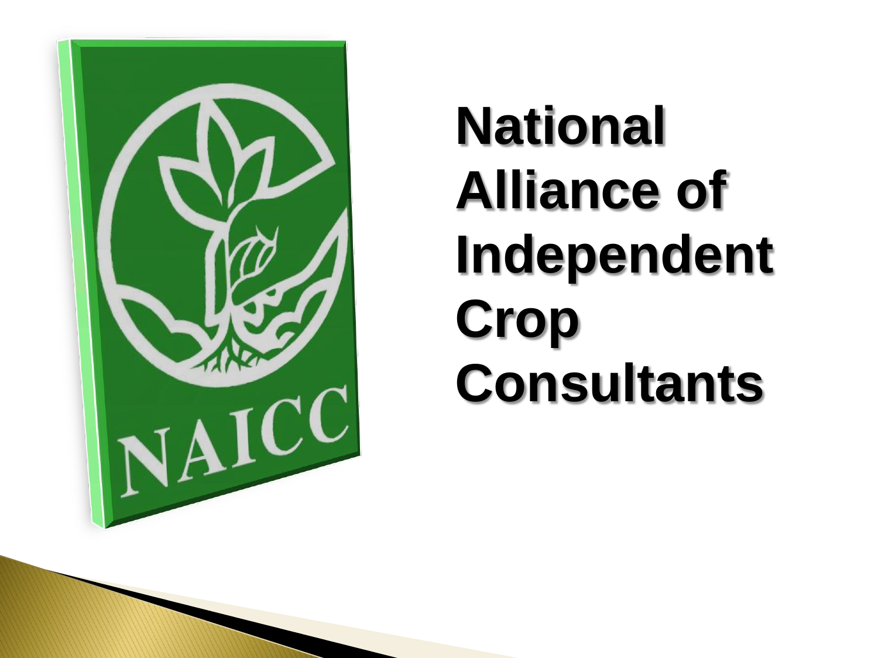# National Alliance of Independent Crop Consultants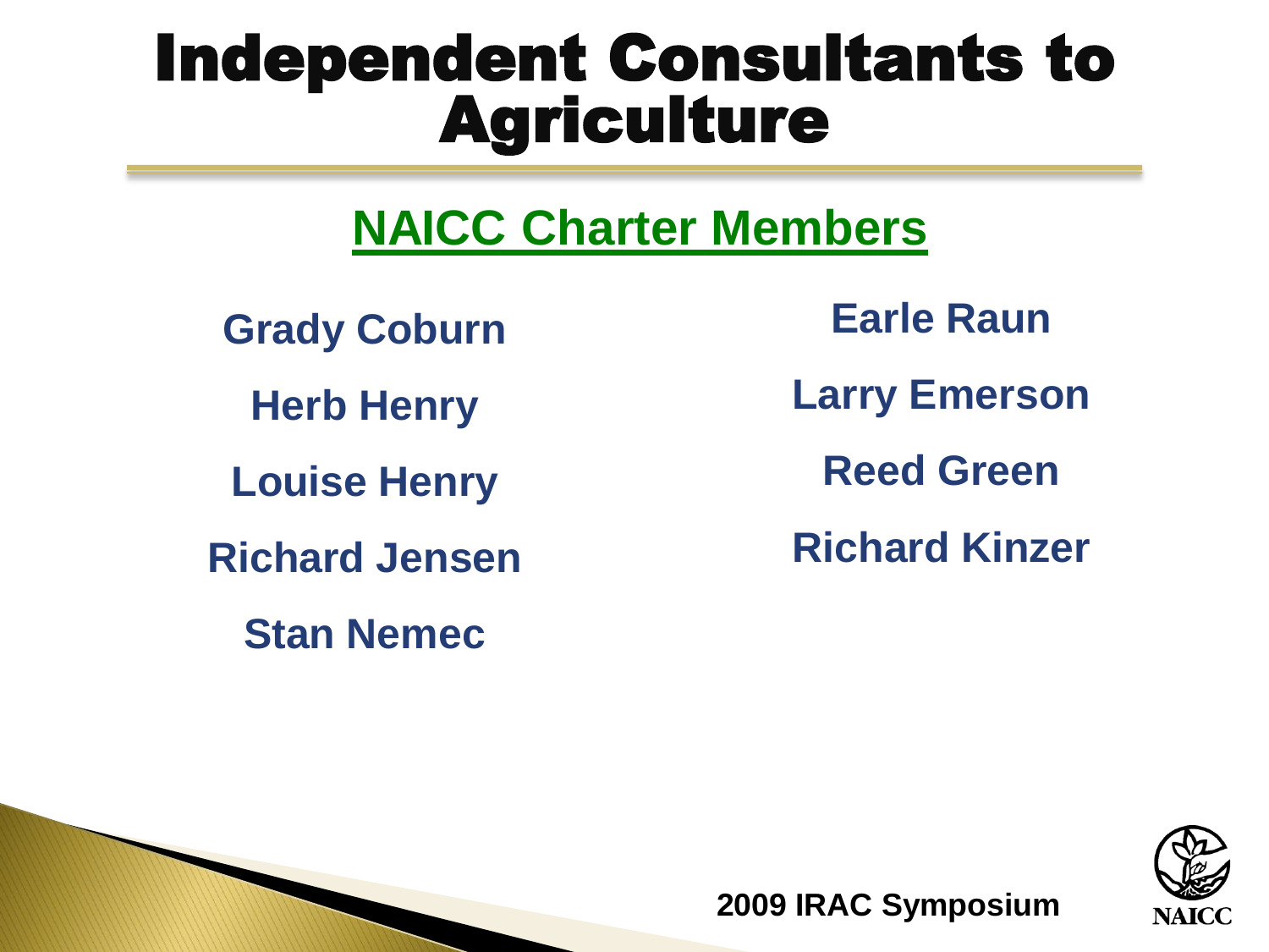# Independent Consultants to Agriculture

## NAICC Charter Members

- Grady Coburn
- Herb Henry
- Louise Henry
- Richard Jensen
- Stan Nemec
- Earle Raun
- Larry Emerson
- Reed Green
- Richard Kinzer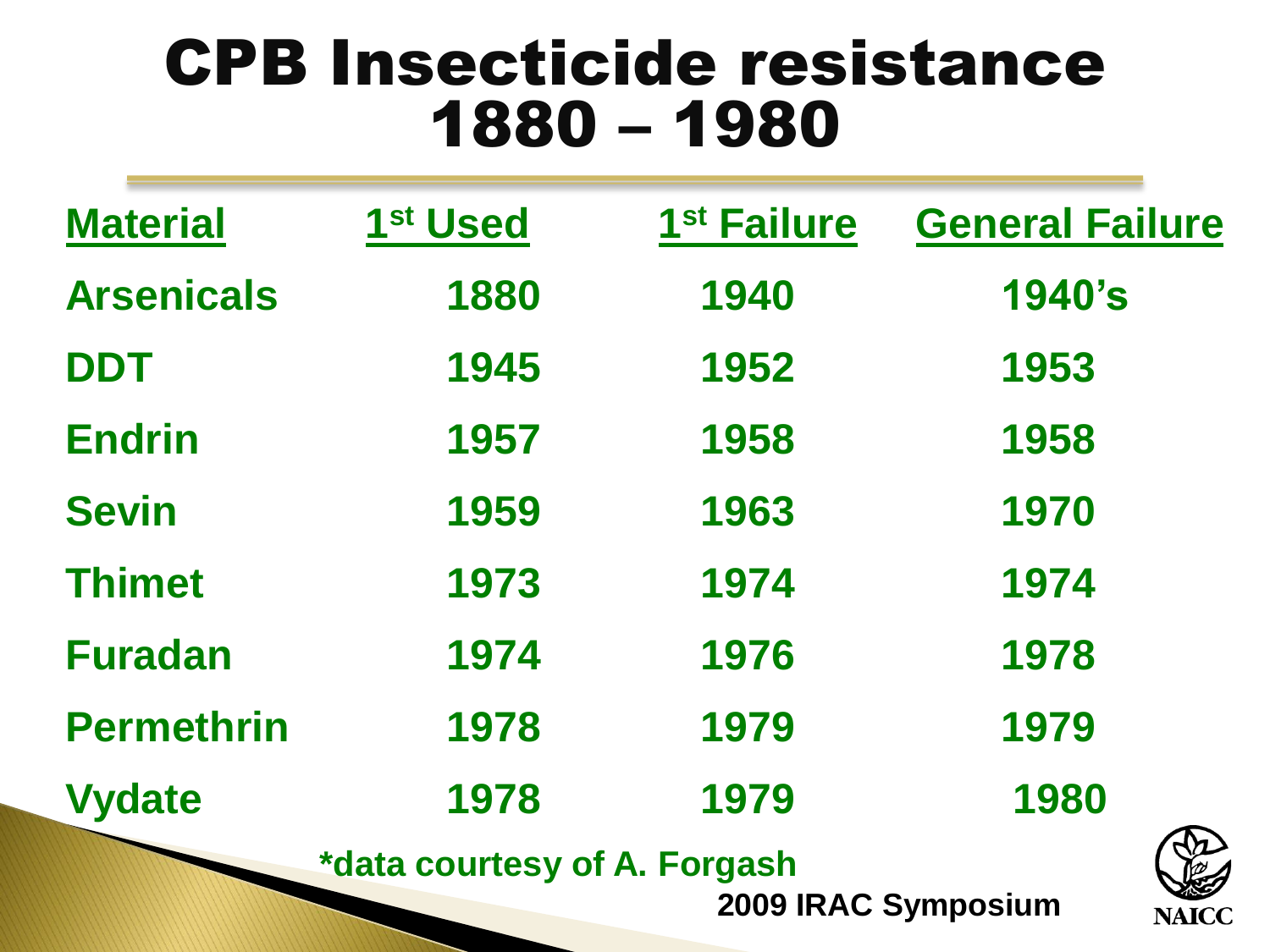# CPB Insecticide resistance 1880 – 1980

| Material | 1st Used | 1st Failure | General Failure |
|---|---|---|---|
| Arsenicals | 1880 | 1940 | 1940's |
| DDT | 1945 | 1952 | 1953 |
| Endrin | 1957 | 1958 | 1958 |
| Sevin | 1959 | 1963 | 1970 |
| Thimet | 1973 | 1974 | 1974 |
| Furadan | 1974 | 1976 | 1978 |
| Permethrin | 1978 | 1979 | 1979 |
| Vydate | 1978 | 1979 | 1980 |

*data courtesy of A. Forgash

2009 IRAC Symposium

NAICC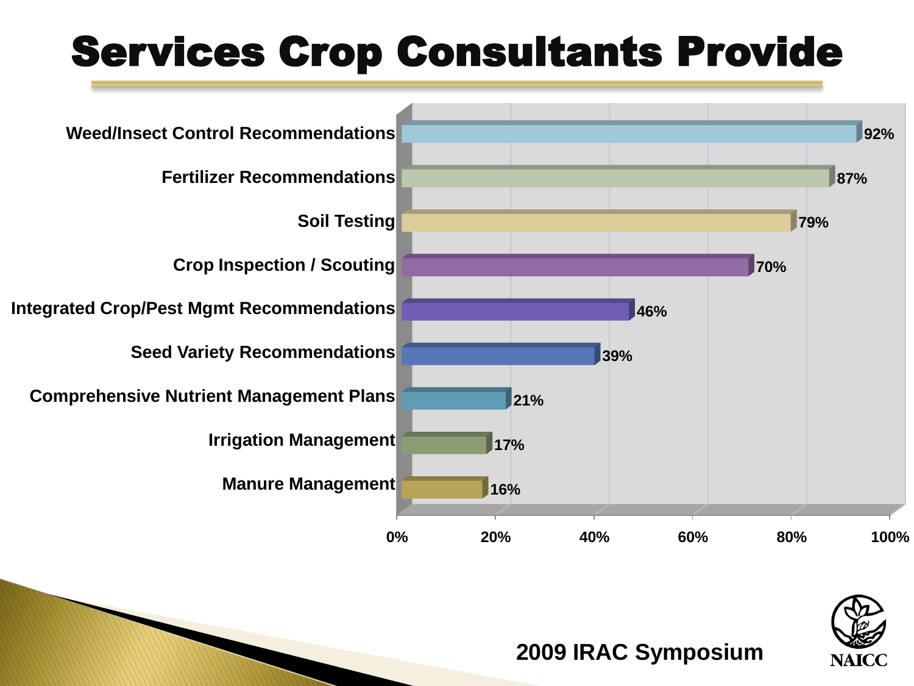# Services Crop Consultants Provide

| Service | Percent |
|---|---|
| Weed/Insect Control Recommendations | 92% |
| Fertilizer Recommendations | 87% |
| Soil Testing | 79% |
| Crop Inspection / Scouting | 70% |
| Integrated Crop/Pest Mgmt Recommendations | 46% |
| Seed Variety Recommendations | 39% |
| Comprehensive Nutrient Management Plans | 21% |
| Irrigation Management | 17% |
| Manure Management | 16% |

2009 IRAC Symposium

NAICC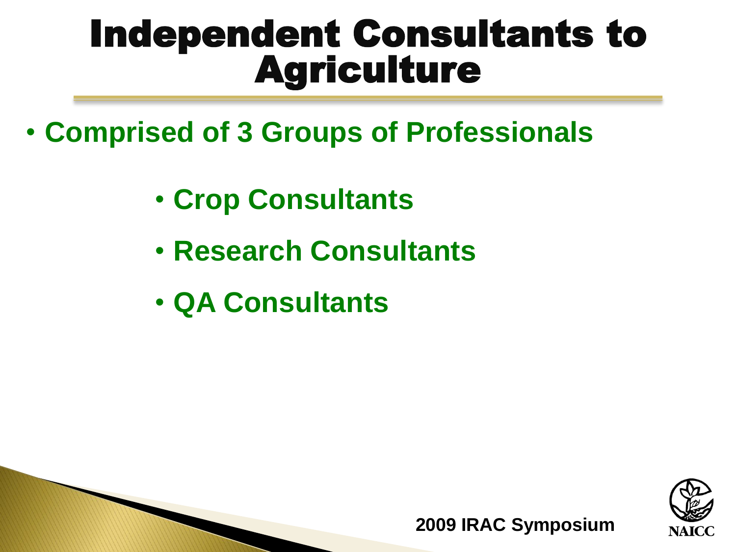# Independent Consultants to Agriculture

- **Comprised of 3 Groups of Professionals**
  - **Crop Consultants**
  - **Research Consultants**
  - **QA Consultants**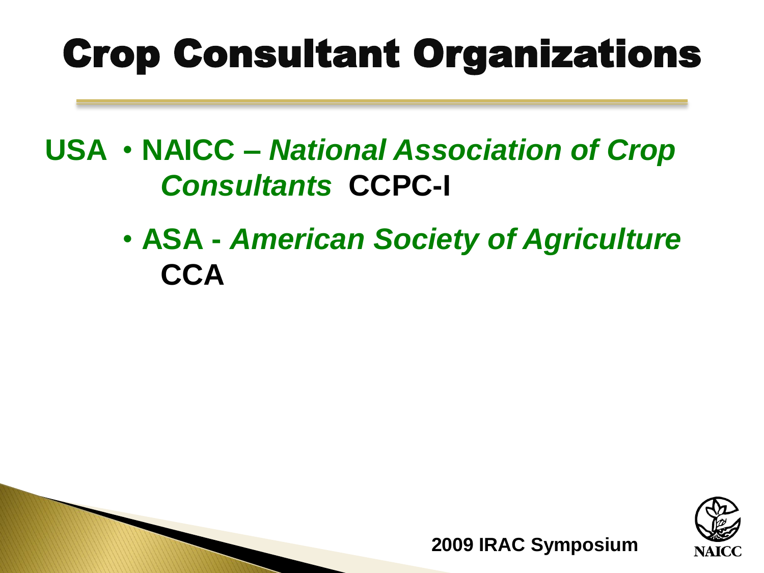# Crop Consultant Organizations

**USA**

- **NAICC –** ***National Association of Crop Consultants*** **CCPC-I**
- **ASA -** ***American Society of Agriculture*** **CCA**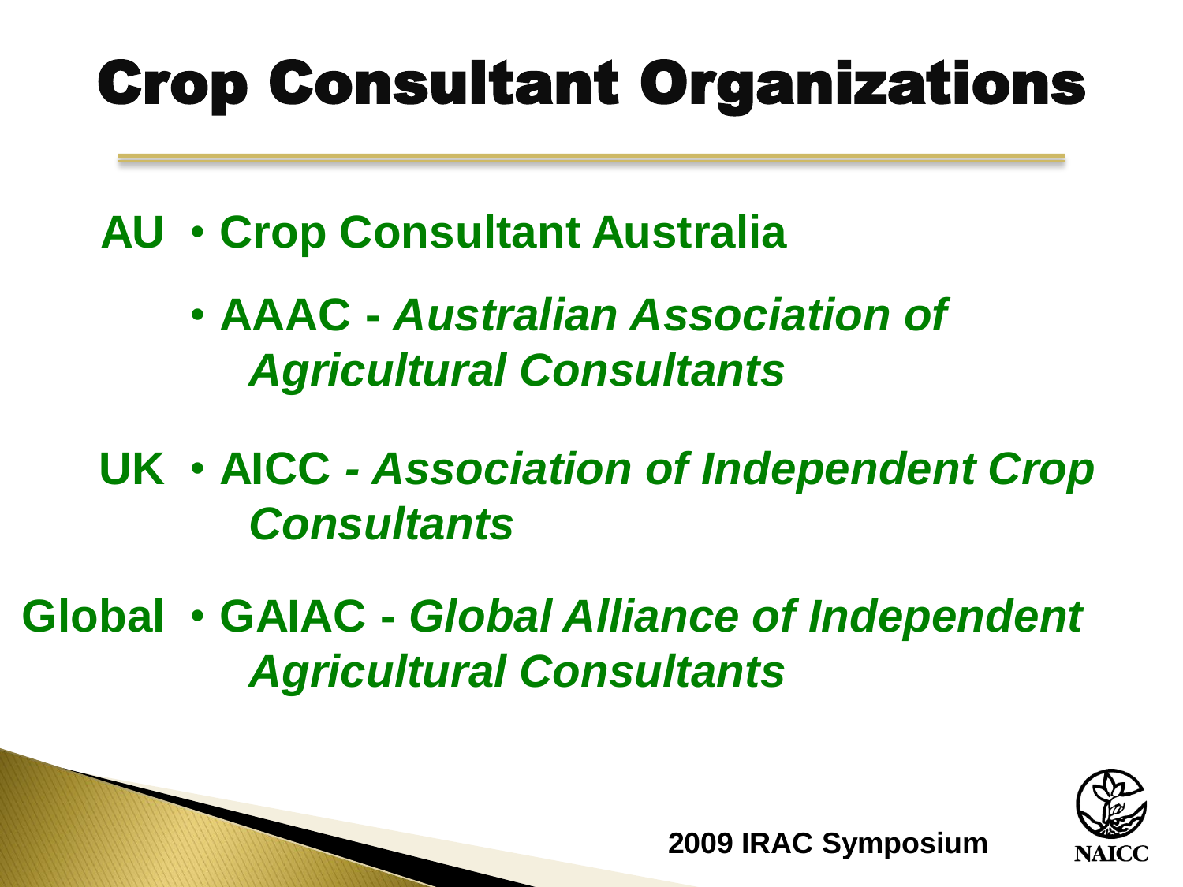# Crop Consultant Organizations

**AU**
- **Crop Consultant Australia**
- **AAAC -** ***Australian Association of Agricultural Consultants***

**UK**
- **AICC -** ***Association of Independent Crop Consultants***

**Global**
- **GAIAC -** ***Global Alliance of Independent Agricultural Consultants***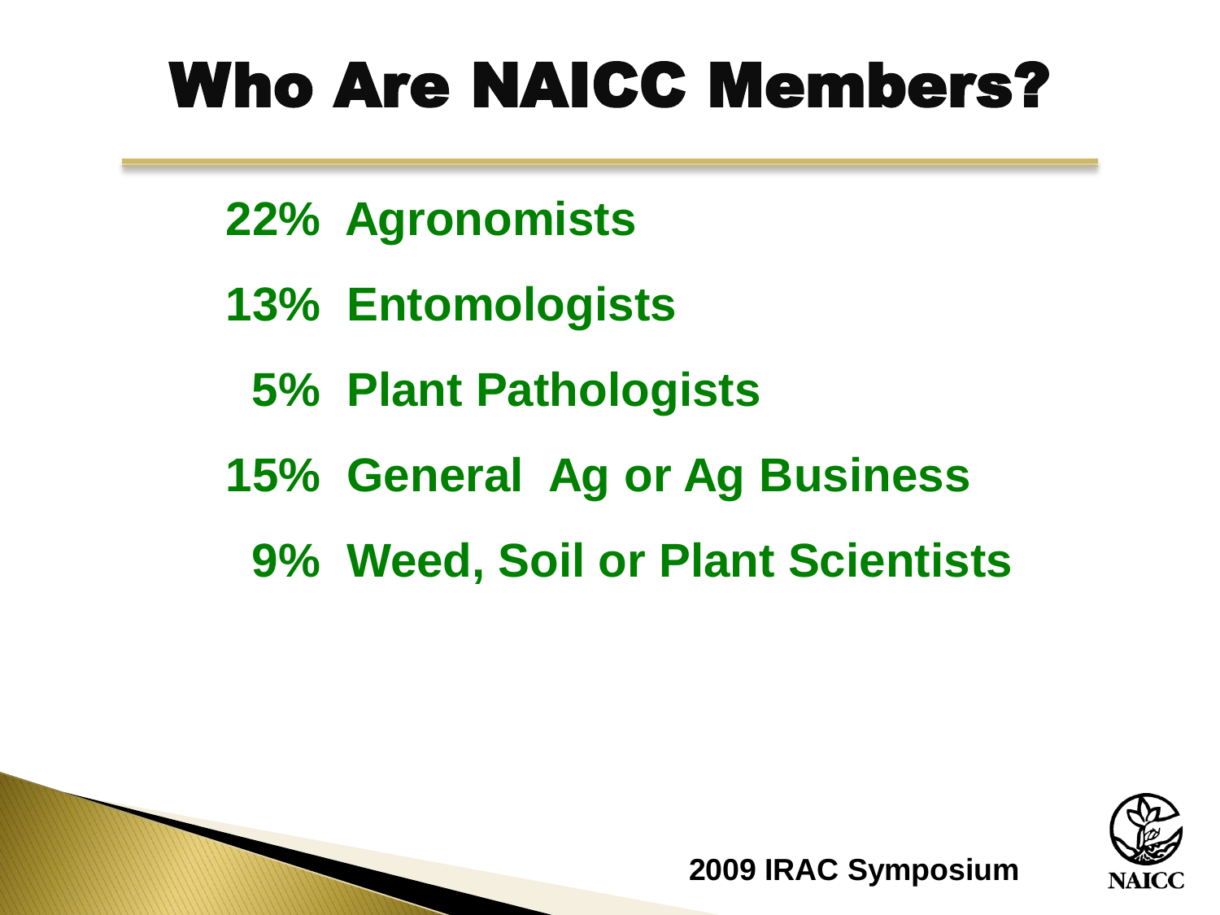# Who Are NAICC Members?

- 22% Agronomists
- 13% Entomologists
- 5% Plant Pathologists
- 15% General Ag or Ag Business
- 9% Weed, Soil or Plant Scientists

2009 IRAC Symposium

NAICC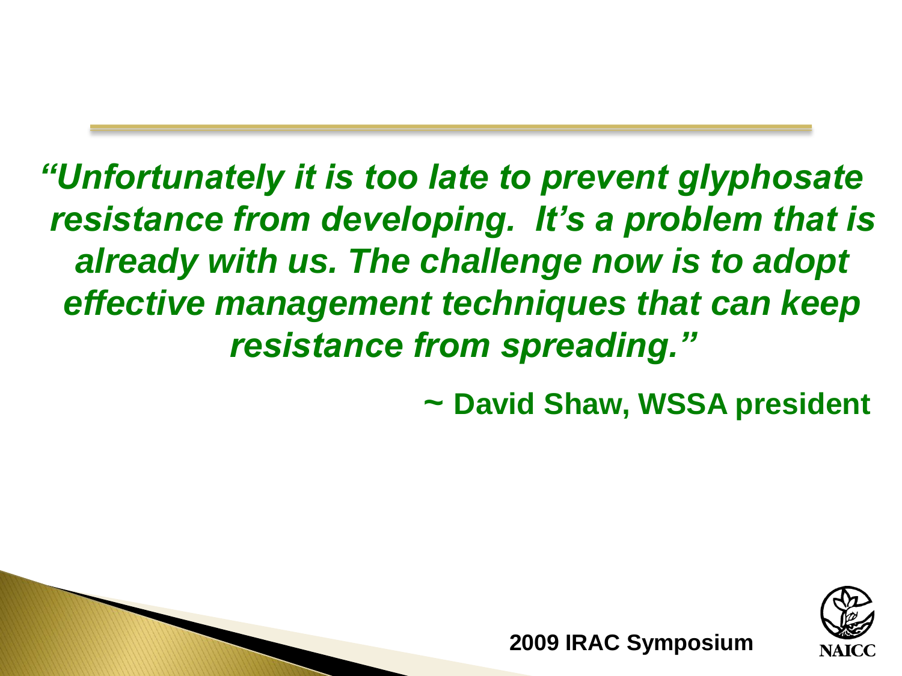***"Unfortunately it is too late to prevent glyphosate resistance from developing. It's a problem that is already with us. The challenge now is to adopt effective management techniques that can keep resistance from spreading."***

**~ David Shaw, WSSA president**

**2009 IRAC Symposium**

NAICC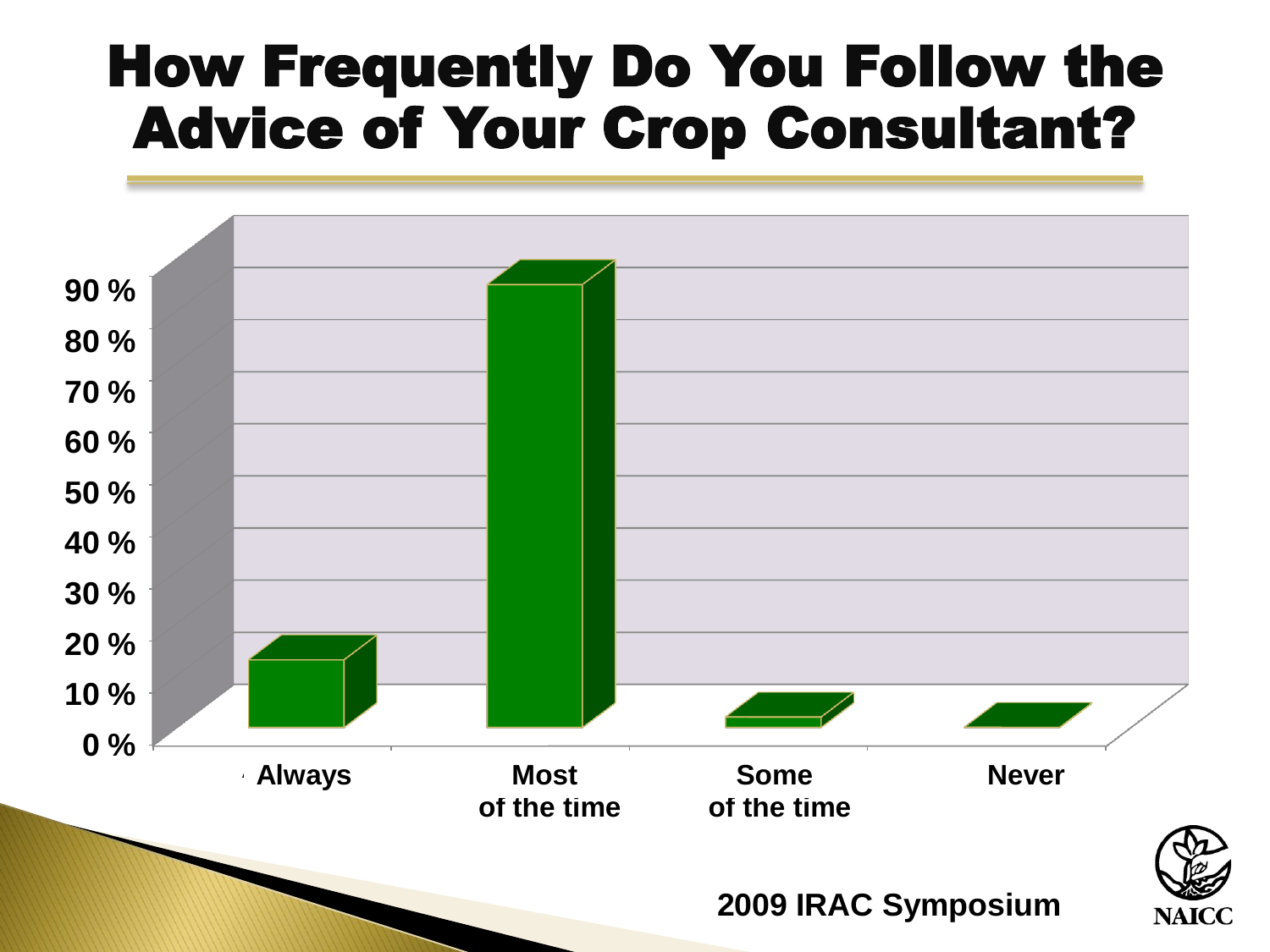# How Frequently Do You Follow the Advice of Your Crop Consultant?

90 %
80 %
70 %
60 %
50 %
40 %
30 %
20 %
10 %
0 %

Always | Most of the time | Some of the time | Never

2009 IRAC Symposium

NAICC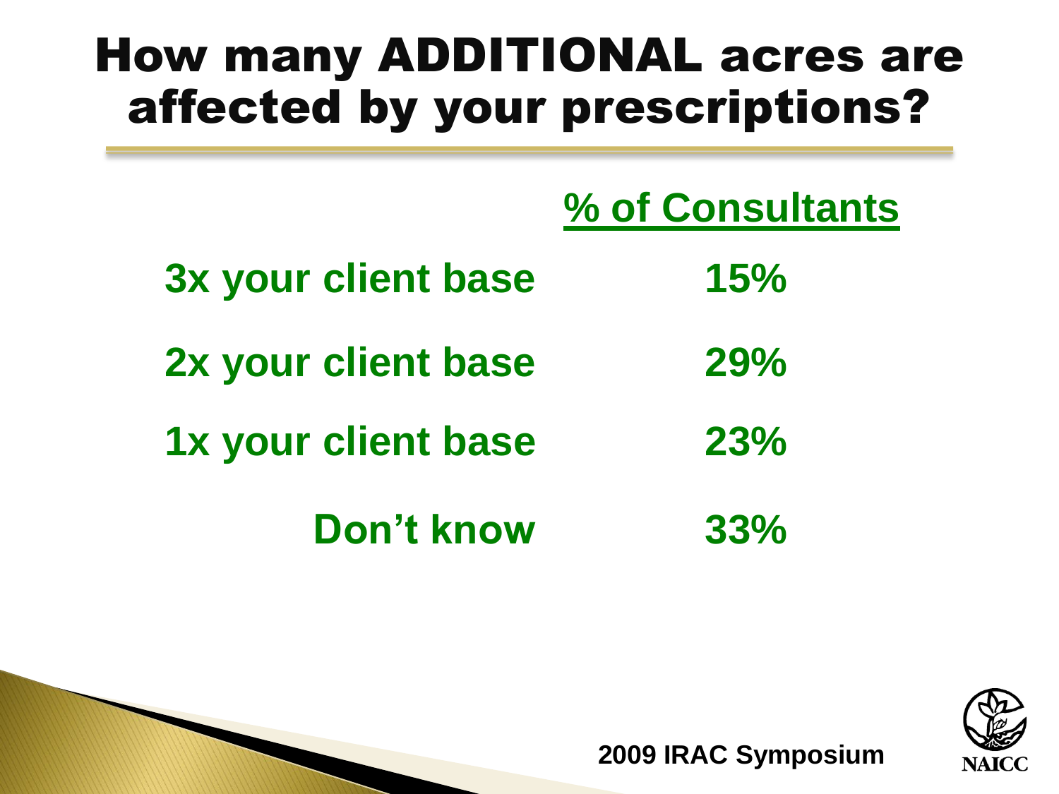# How many ADDITIONAL acres are affected by your prescriptions?

| | % of Consultants |
|---|---|
| 3x your client base | 15% |
| 2x your client base | 29% |
| 1x your client base | 23% |
| Don't know | 33% |

2009 IRAC Symposium

NAICC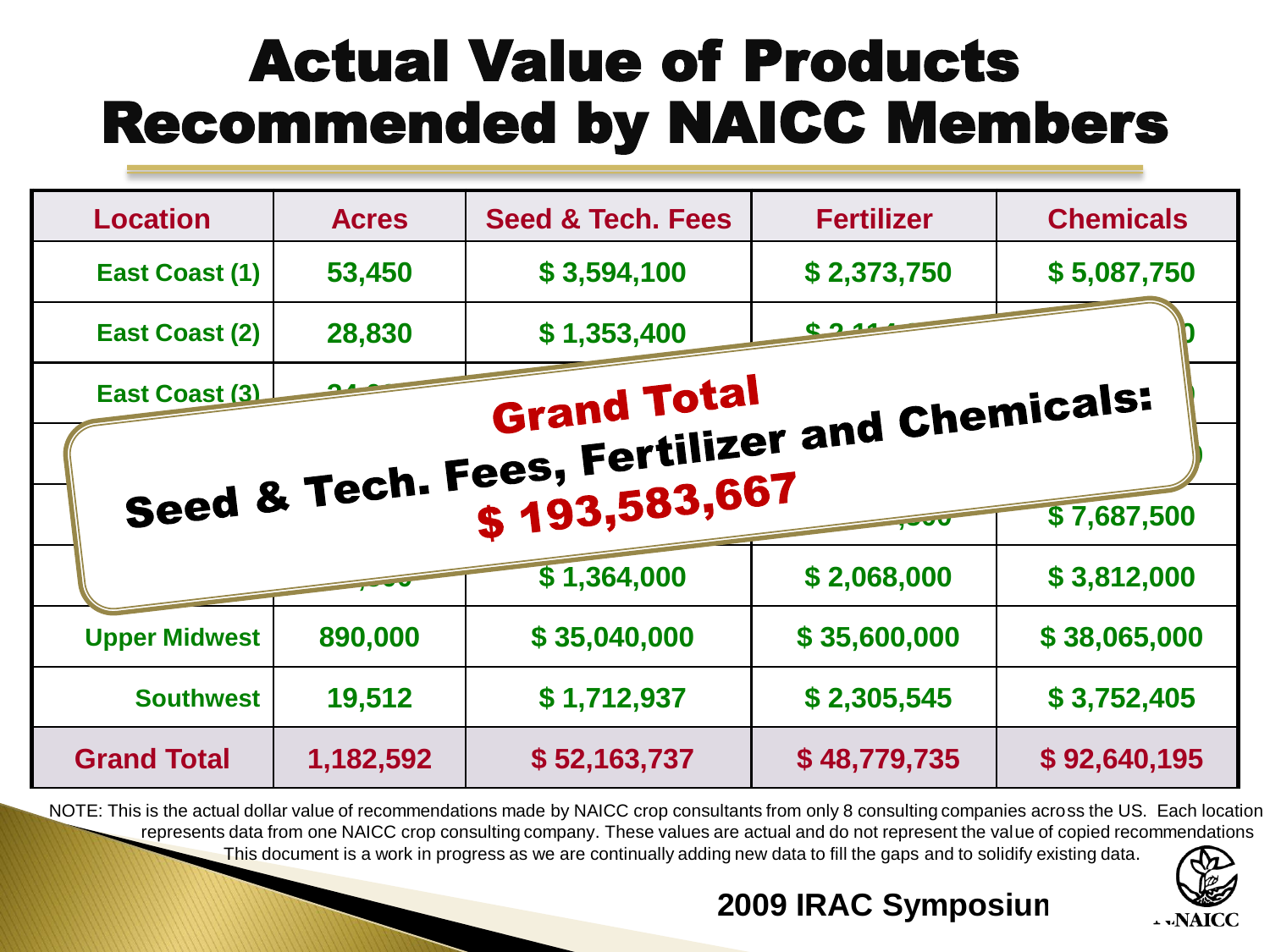# Actual Value of Products Recommended by NAICC Members

| Location | Acres | Seed & Tech. Fees | Fertilizer | Chemicals |
|---|---|---|---|---|
| East Coast (1) | 53,450 | $ 3,594,100 | $ 2,373,750 | $ 5,087,750 |
| East Coast (2) | 28,830 | $ 1,353,400 | | |
| East Coast (3) | | | | |
| | | | | |
| | | | | $ 7,687,500 |
| | | $ 1,364,000 | $ 2,068,000 | $ 3,812,000 |
| Upper Midwest | 890,000 | $ 35,040,000 | $ 35,600,000 | $ 38,065,000 |
| Southwest | 19,512 | $ 1,712,937 | $ 2,305,545 | $ 3,752,405 |
| **Grand Total** | 1,182,592 | $ 52,163,737 | $ 48,779,735 | $ 92,640,195 |

**Grand Total Seed & Tech. Fees, Fertilizer and Chemicals: $ 193,583,667**

NOTE: This is the actual dollar value of recommendations made by NAICC crop consultants from only 8 consulting companies across the US. Each location represents data from one NAICC crop consulting company. These values are actual and do not represent the value of copied recommendations This document is a work in progress as we are continually adding new data to fill the gaps and to solidify existing data.

**2009 IRAC Symposium**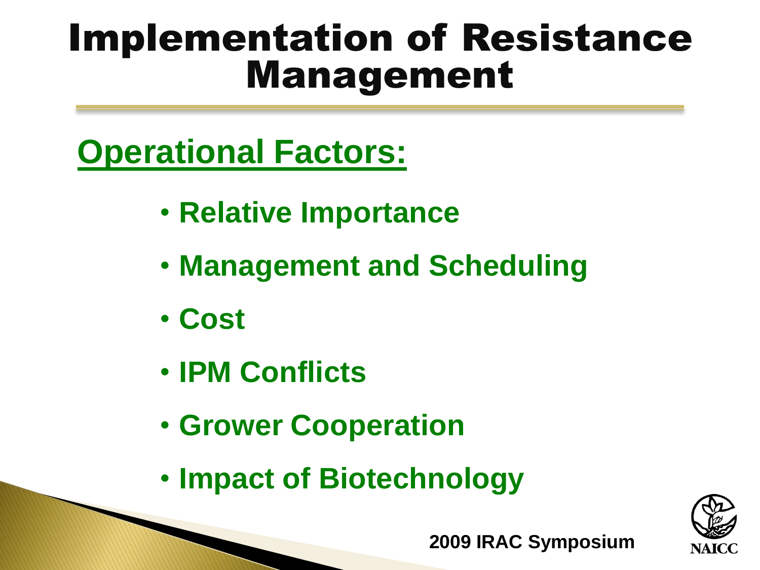# Implementation of Resistance Management

## Operational Factors:

- Relative Importance
- Management and Scheduling
- Cost
- IPM Conflicts
- Grower Cooperation
- Impact of Biotechnology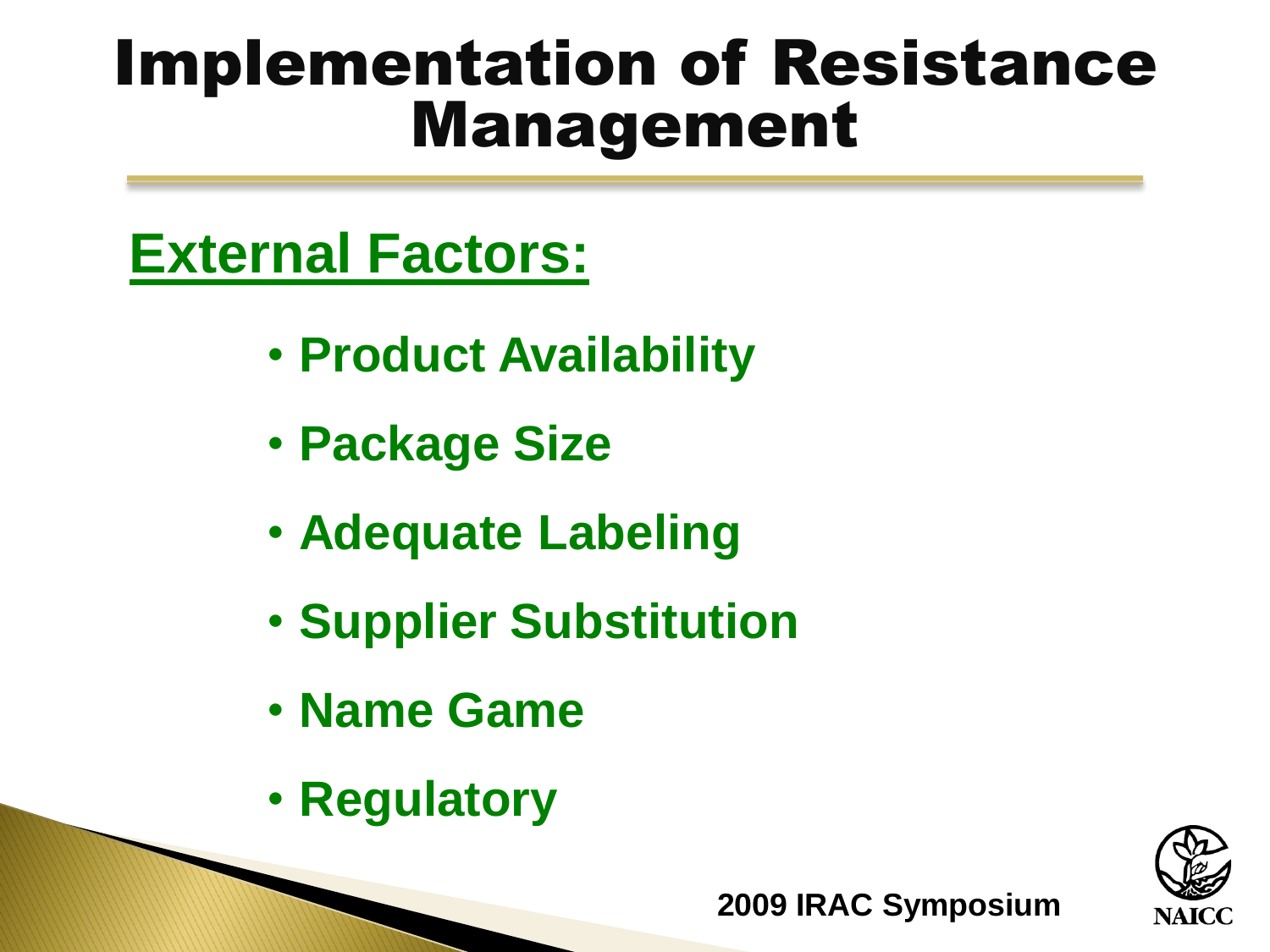# Implementation of Resistance Management

## External Factors:

- Product Availability
- Package Size
- Adequate Labeling
- Supplier Substitution
- Name Game
- Regulatory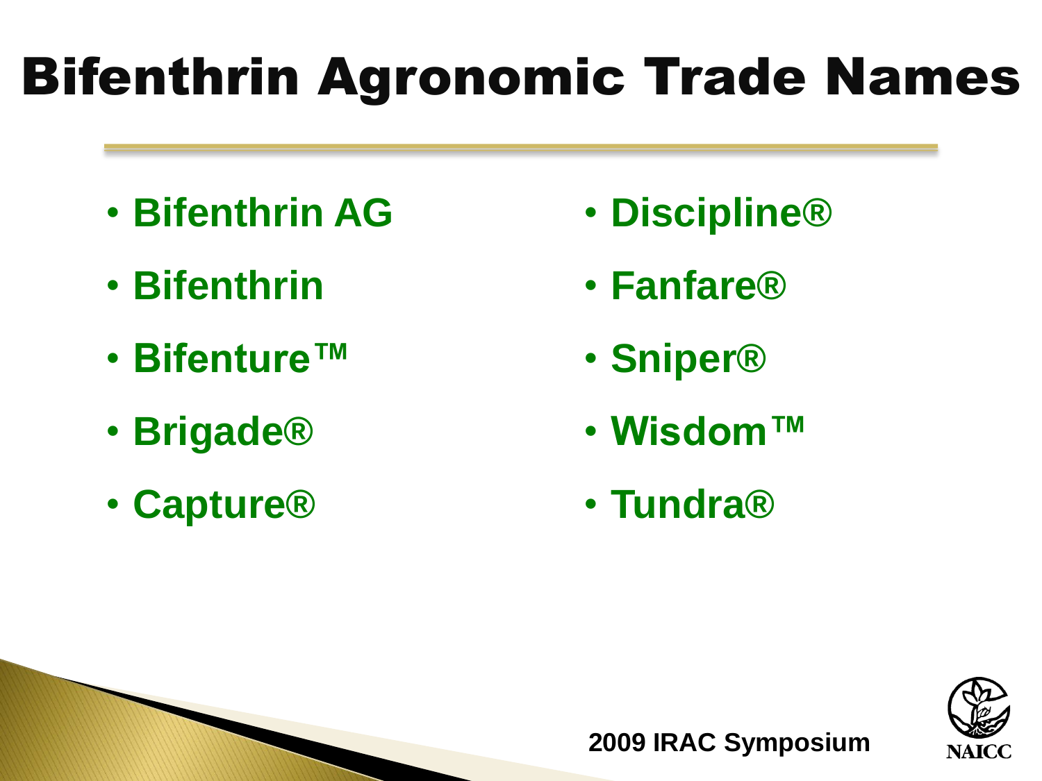# Bifenthrin Agronomic Trade Names

- Bifenthrin AG
- Bifenthrin
- Bifenture™
- Brigade®
- Capture®
- Discipline®
- Fanfare®
- Sniper®
- Wisdom™
- Tundra®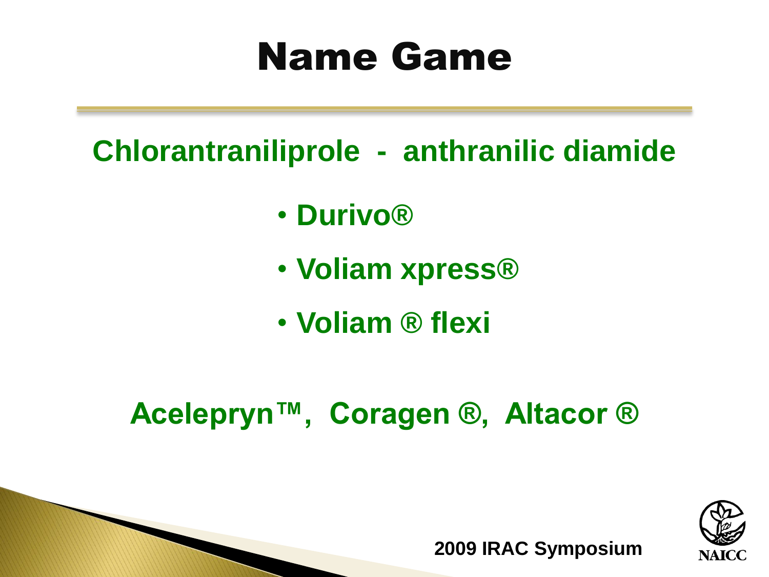# Name Game

**Chlorantraniliprole - anthranilic diamide**

- **Durivo®**
- **Voliam xpress®**
- **Voliam ® flexi**

**Acelepryn™, Coragen ®, Altacor ®**

2009 IRAC Symposium

NAICC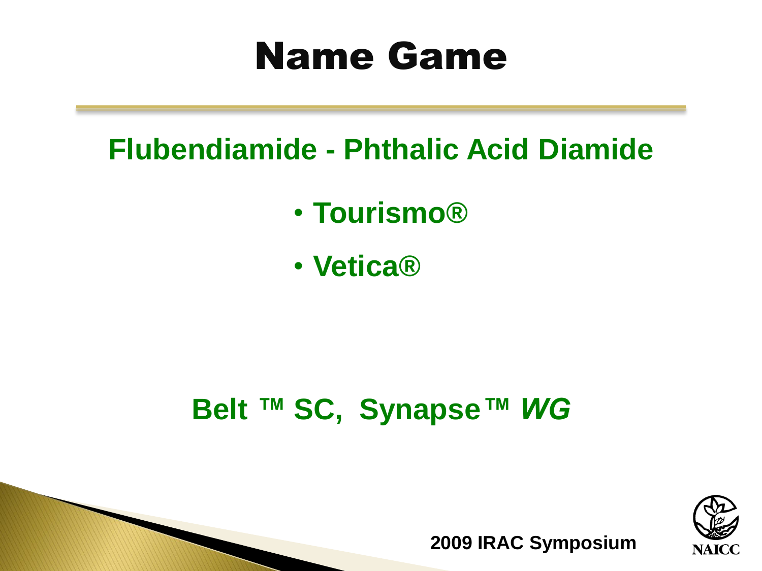# Name Game

**Flubendiamide - Phthalic Acid Diamide**

- **Tourismo®**
- **Vetica®**

**Belt ™ SC, Synapse™ *WG***

**2009 IRAC Symposium**

NAICC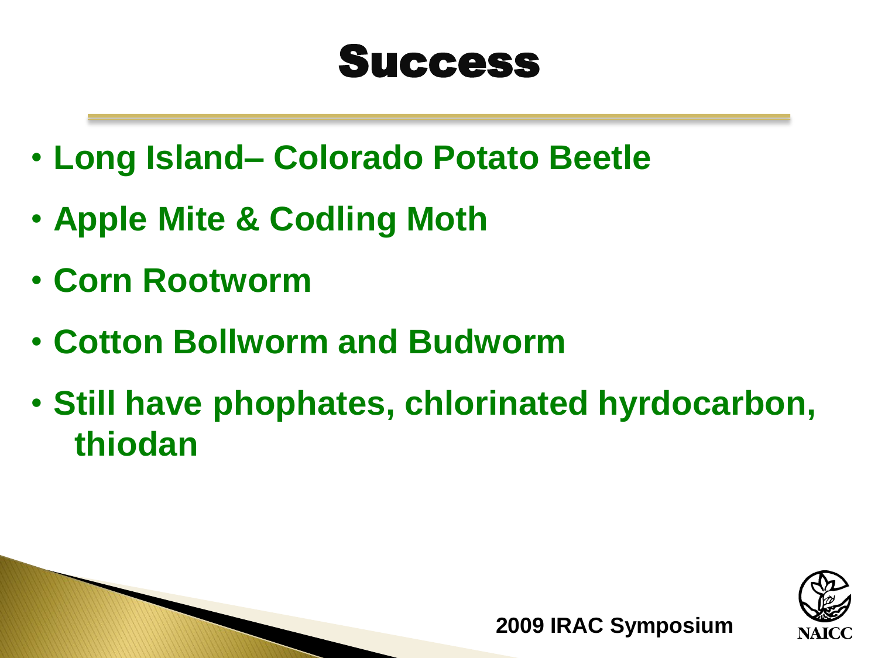# Success

- Long Island– Colorado Potato Beetle
- Apple Mite & Codling Moth
- Corn Rootworm
- Cotton Bollworm and Budworm
- Still have phophates, chlorinated hyrdocarbon, thiodan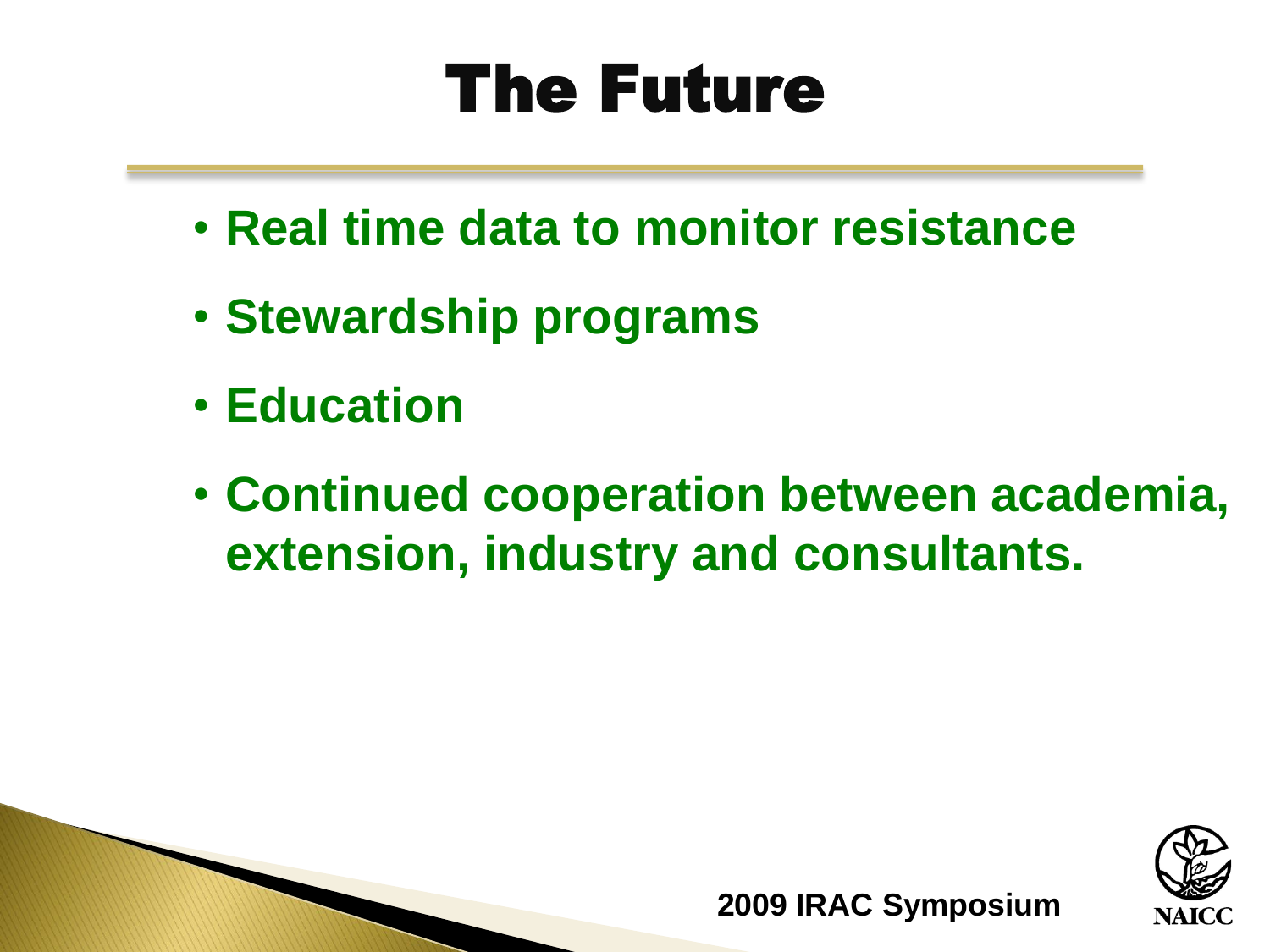# The Future

- Real time data to monitor resistance
- Stewardship programs
- Education
- Continued cooperation between academia, extension, industry and consultants.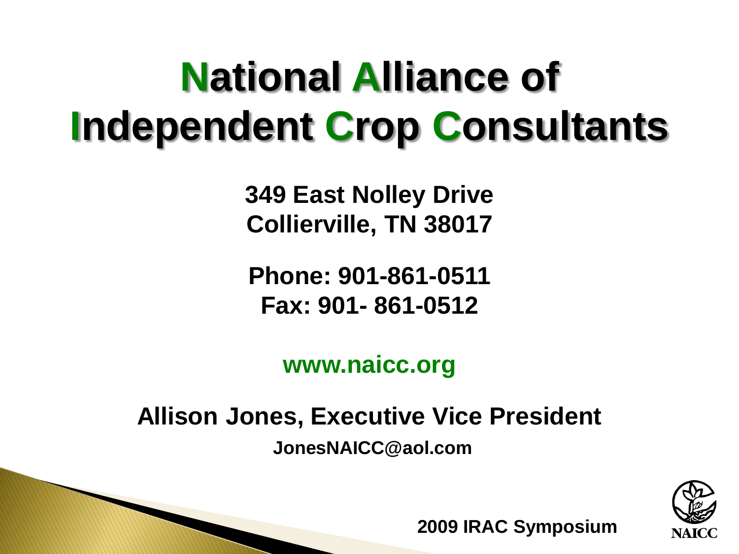# National Alliance of Independent Crop Consultants

**349 East Nolley Drive**
**Collierville, TN 38017**

**Phone: 901-861-0511**
**Fax: 901- 861-0512**

**www.naicc.org**

**Allison Jones, Executive Vice President**

**JonesNAICC@aol.com**

**2009 IRAC Symposium**

NAICC